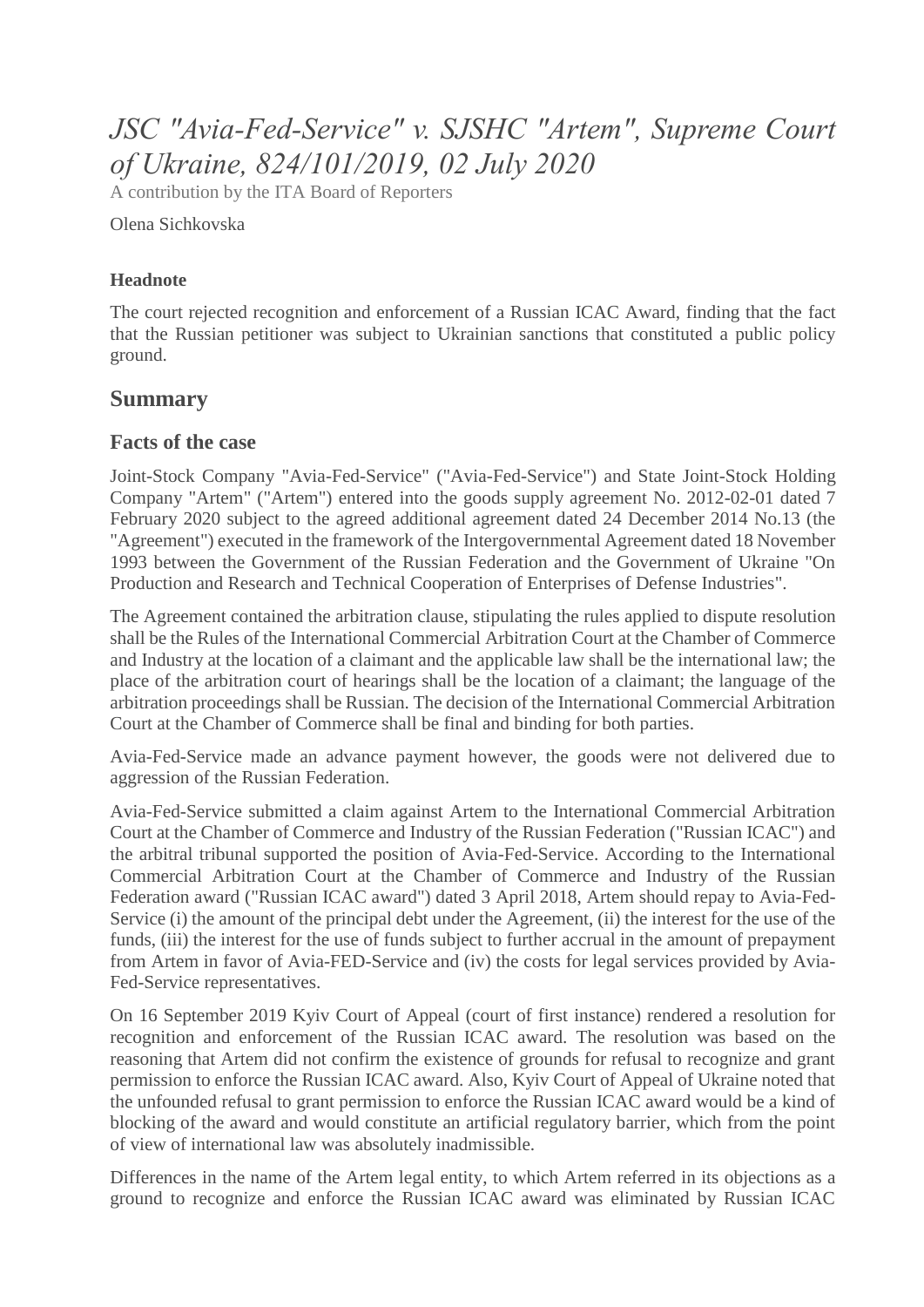# *JSC "Avia-Fed-Service" v. SJSHC "Artem", Supreme Court of Ukraine, 824/101/2019, 02 July 2020*

A contribution by the ITA Board of Reporters

Olena Sichkovska

**Headnote**

The court rejected recognition and enforcement of a Russian ICAC Award, finding that the fact that the Russian petitioner was subject to Ukrainian sanctions that constituted a public policy ground.

## Summary

### Facts of the case

Joint-Stock Company "Avia-Fed-Service" ("Avia-Fed-Service") and State Joint-Stock Holding Company "Artem" ("Artem") entered into the goods supply agreement No. 2012-02-01 dated 7 February 2020 subject to the agreed additional agreement dated 24 December 2014 No.13 (the "Agreement") executed in the framework of the Intergovernmental Agreement dated 18 November 1993 between the Government of the Russian Federation and the Government of Ukraine "On Production and Research and Technical Cooperation of Enterprises of Defense Industries".

The Agreement contained the arbitration clause, stipulating the rules applied to dispute resolution shall be the Rules of the International Commercial Arbitration Court at the Chamber of Commerce and Industry at the location of a claimant and the applicable law shall be the international law; the place of the arbitration court of hearings shall be the location of a claimant; the language of the arbitration proceedings shall be Russian. The decision of the International Commercial Arbitration Court at the Chamber of Commerce shall be final and binding for both parties.

Avia-Fed-Service made an advance payment however, the goods were not delivered due to aggression of the Russian Federation.

Avia-Fed-Service submitted a claim against Artem to the International Commercial Arbitration Court at the Chamber of Commerce and Industry of the Russian Federation ("Russian ICAC") and the arbitral tribunal supported the position of Avia-Fed-Service. According to the International Commercial Arbitration Court at the Chamber of Commerce and Industry of the Russian Federation award ("Russian ICAC award") dated 3 April 2018, Artem should repay to Avia-Fed-Service (i) the amount of the principal debt under the Agreement, (ii) the interest for the use of the funds, (iii) the interest for the use of funds subject to further accrual in the amount of prepayment from Artem in favor of Avia-FED-Service and (iv) the costs for legal services provided by Avia-Fed-Service representatives.

On 16 September 2019 Kyiv Court of Appeal (court of first instance) rendered a resolution for recognition and enforcement of the Russian ICAC award. The resolution was based on the reasoning that Artem did not confirm the existence of grounds for refusal to recognize and grant permission to enforce the Russian ICAC award. Also, Kyiv Court of Appeal of Ukraine noted that the unfounded refusal to grant permission to enforce the Russian ICAC award would be a kind of blocking of the award and would constitute an artificial regulatory barrier, which from the point of view of international law was absolutely inadmissible.

Differences in the name of the Artem legal entity, to which Artem referred in its objections as a ground to recognize and enforce the Russian ICAC award was eliminated by Russian ICAC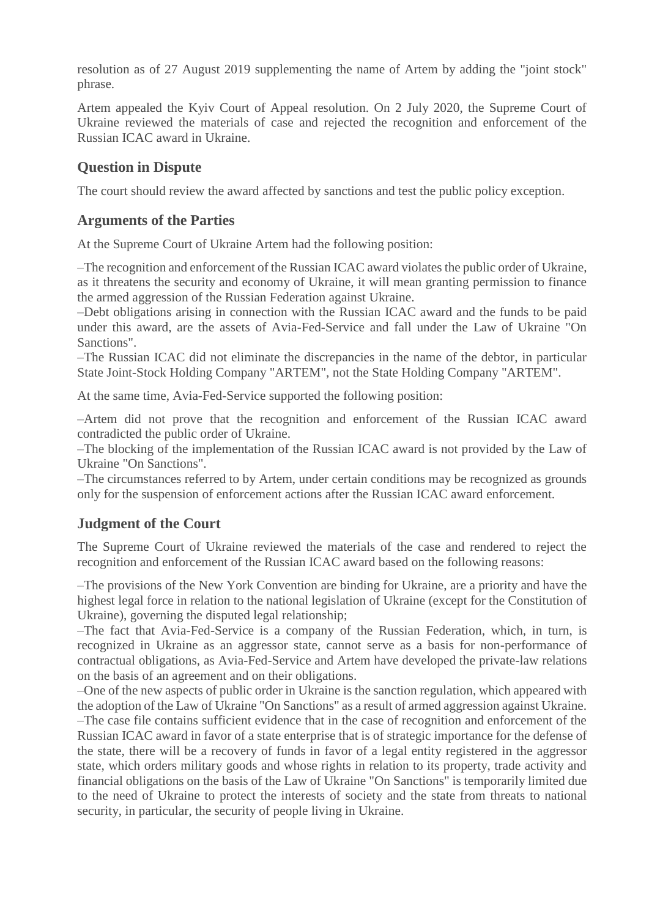resolution as of 27 August 2019 supplementing the name of Artem by adding the "joint stock" phrase.

Artem appealed the Kyiv Court of Appeal resolution. On 2 July 2020, the Supreme Court of Ukraine reviewed the materials of case and rejected the recognition and enforcement of the Russian ICAC award in Ukraine.

## Question in Dispute

The court should review the award affected by sanctions and test the public policy exception.

## Arguments of the Parties

At the Supreme Court of Ukraine Artem had the following position:

–The recognition and enforcement of the Russian ICAC award violates the public order of Ukraine, as it threatens the security and economy of Ukraine, it will mean granting permission to finance the armed aggression of the Russian Federation against Ukraine.
–Debt obligations arising in connection with the Russian ICAC award and the funds to be paid under this award, are the assets of Avia-Fed-Service and fall under the Law of Ukraine "On Sanctions".
–The Russian ICAC did not eliminate the discrepancies in the name of the debtor, in particular State Joint-Stock Holding Company "ARTEM", not the State Holding Company "ARTEM".

At the same time, Avia-Fed-Service supported the following position:

–Artem did not prove that the recognition and enforcement of the Russian ICAC award contradicted the public order of Ukraine.
–The blocking of the implementation of the Russian ICAC award is not provided by the Law of Ukraine "On Sanctions".
–The circumstances referred to by Artem, under certain conditions may be recognized as grounds only for the suspension of enforcement actions after the Russian ICAC award enforcement.

## Judgment of the Court

The Supreme Court of Ukraine reviewed the materials of the case and rendered to reject the recognition and enforcement of the Russian ICAC award based on the following reasons:

–The provisions of the New York Convention are binding for Ukraine, are a priority and have the highest legal force in relation to the national legislation of Ukraine (except for the Constitution of Ukraine), governing the disputed legal relationship;
–The fact that Avia-Fed-Service is a company of the Russian Federation, which, in turn, is recognized in Ukraine as an aggressor state, cannot serve as a basis for non-performance of contractual obligations, as Avia-Fed-Service and Artem have developed the private-law relations on the basis of an agreement and on their obligations.
–One of the new aspects of public order in Ukraine is the sanction regulation, which appeared with the adoption of the Law of Ukraine "On Sanctions" as a result of armed aggression against Ukraine.
–The case file contains sufficient evidence that in the case of recognition and enforcement of the Russian ICAC award in favor of a state enterprise that is of strategic importance for the defense of the state, there will be a recovery of funds in favor of a legal entity registered in the aggressor state, which orders military goods and whose rights in relation to its property, trade activity and financial obligations on the basis of the Law of Ukraine "On Sanctions" is temporarily limited due to the need of Ukraine to protect the interests of society and the state from threats to national security, in particular, the security of people living in Ukraine.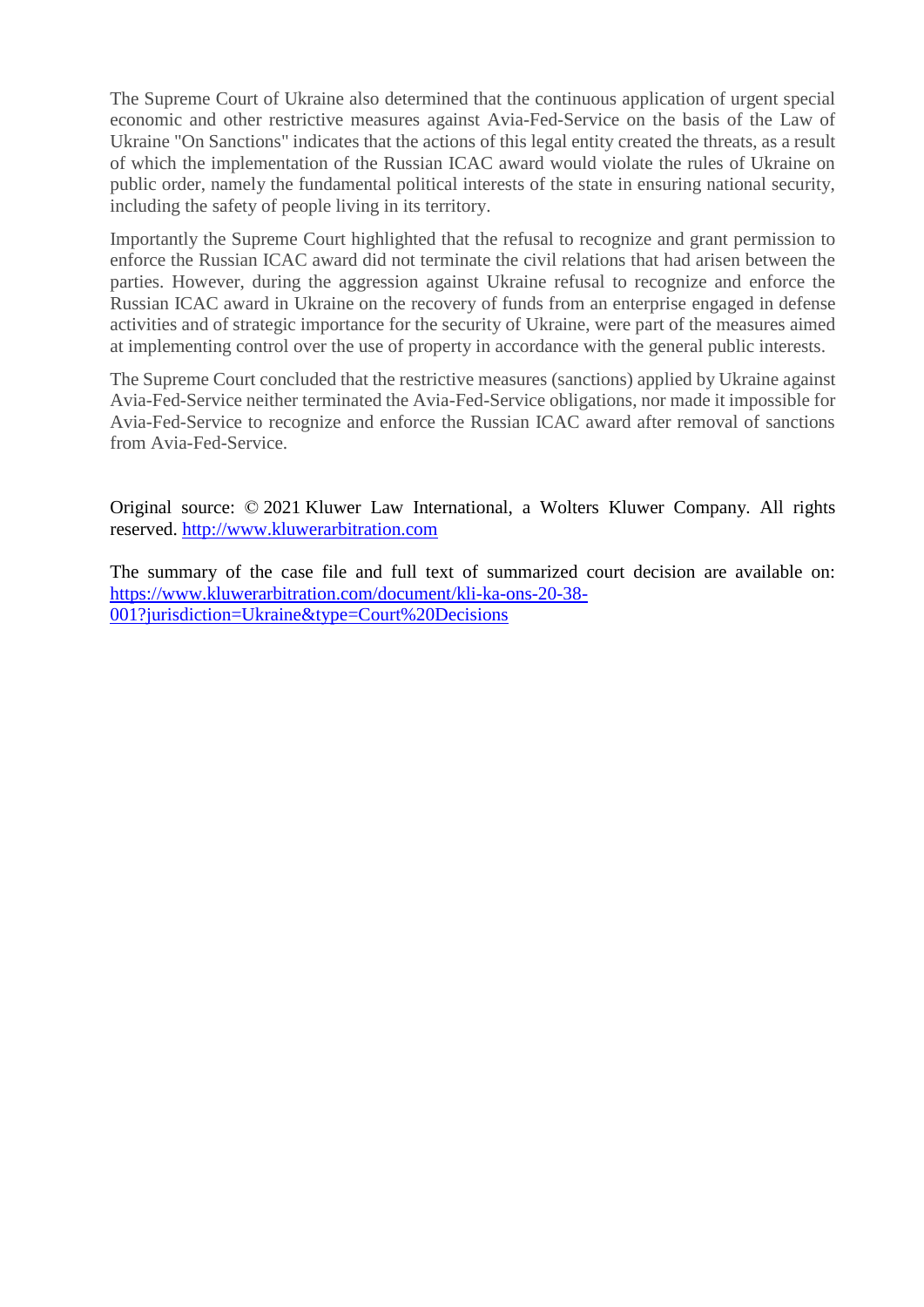The Supreme Court of Ukraine also determined that the continuous application of urgent special economic and other restrictive measures against Avia-Fed-Service on the basis of the Law of Ukraine "On Sanctions" indicates that the actions of this legal entity created the threats, as a result of which the implementation of the Russian ICAC award would violate the rules of Ukraine on public order, namely the fundamental political interests of the state in ensuring national security, including the safety of people living in its territory.

Importantly the Supreme Court highlighted that the refusal to recognize and grant permission to enforce the Russian ICAC award did not terminate the civil relations that had arisen between the parties. However, during the aggression against Ukraine refusal to recognize and enforce the Russian ICAC award in Ukraine on the recovery of funds from an enterprise engaged in defense activities and of strategic importance for the security of Ukraine, were part of the measures aimed at implementing control over the use of property in accordance with the general public interests.

The Supreme Court concluded that the restrictive measures (sanctions) applied by Ukraine against Avia-Fed-Service neither terminated the Avia-Fed-Service obligations, nor made it impossible for Avia-Fed-Service to recognize and enforce the Russian ICAC award after removal of sanctions from Avia-Fed-Service.

Original source: © 2021 Kluwer Law International, a Wolters Kluwer Company. All rights reserved. [http://www.kluwerarbitration.com](http://www.kluwerarbitration.com)

The summary of the case file and full text of summarized court decision are available on: [https://www.kluwerarbitration.com/document/kli-ka-ons-20-38-001?jurisdiction=Ukraine&type=Court%20Decisions](https://www.kluwerarbitration.com/document/kli-ka-ons-20-38-001?jurisdiction=Ukraine&type=Court%20Decisions)